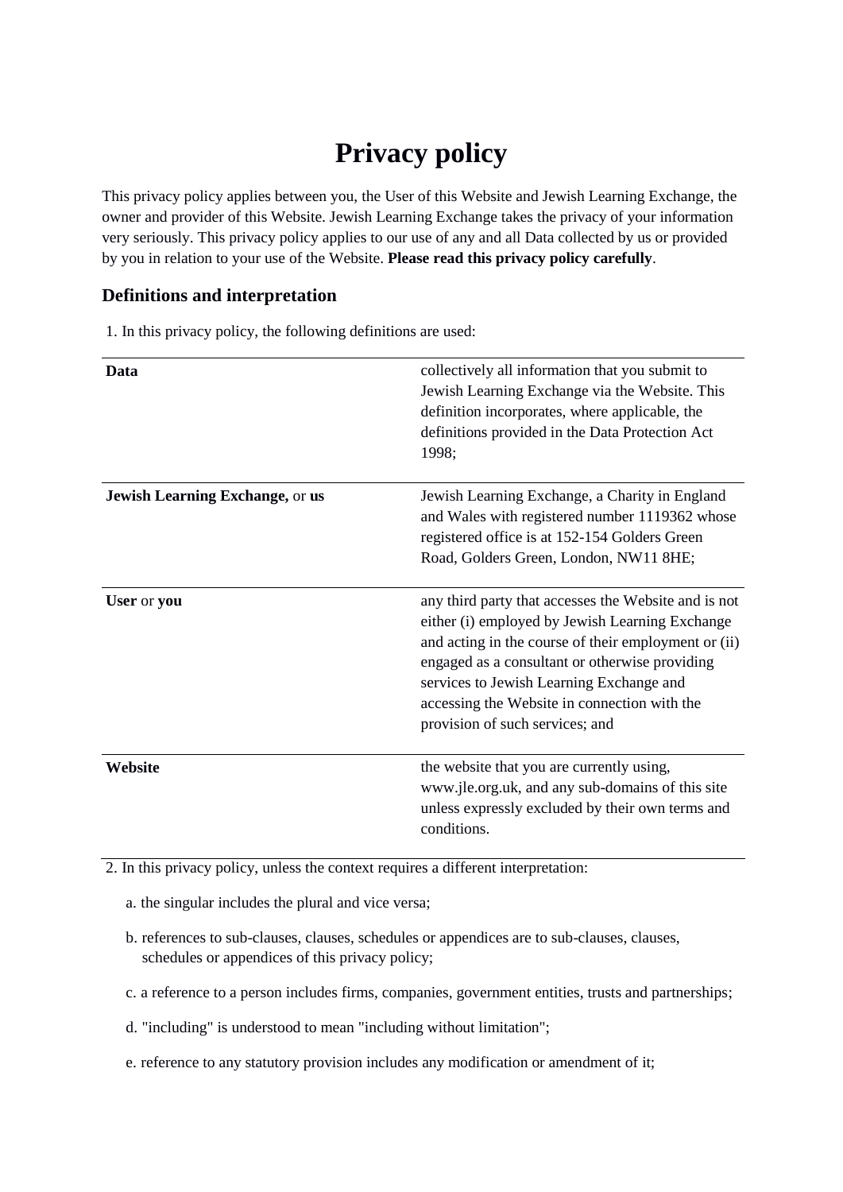# Privacy policy

This privacy policy applies between you, the User of this Website and Jewish Learning Exchange, the owner and provider of this Website. Jewish Learning Exchange takes the privacy of your information very seriously. This privacy policy applies to our use of any and all Data collected by us or provided by you in relation to your use of the Website. **Please read this privacy policy carefully**.

## Definitions and interpretation

1. In this privacy policy, the following definitions are used:

| | |
|---|---|
| **Data** | collectively all information that you submit to Jewish Learning Exchange via the Website. This definition incorporates, where applicable, the definitions provided in the Data Protection Act 1998; |
| **Jewish Learning Exchange,** or **us** | Jewish Learning Exchange, a Charity in England and Wales with registered number 1119362 whose registered office is at 152-154 Golders Green Road, Golders Green, London, NW11 8HE; |
| **User** or **you** | any third party that accesses the Website and is not either (i) employed by Jewish Learning Exchange and acting in the course of their employment or (ii) engaged as a consultant or otherwise providing services to Jewish Learning Exchange and accessing the Website in connection with the provision of such services; and |
| **Website** | the website that you are currently using, www.jle.org.uk, and any sub-domains of this site unless expressly excluded by their own terms and conditions. |

2. In this privacy policy, unless the context requires a different interpretation:

   a. the singular includes the plural and vice versa;

   b. references to sub-clauses, clauses, schedules or appendices are to sub-clauses, clauses, schedules or appendices of this privacy policy;

   c. a reference to a person includes firms, companies, government entities, trusts and partnerships;

   d. "including" is understood to mean "including without limitation";

   e. reference to any statutory provision includes any modification or amendment of it;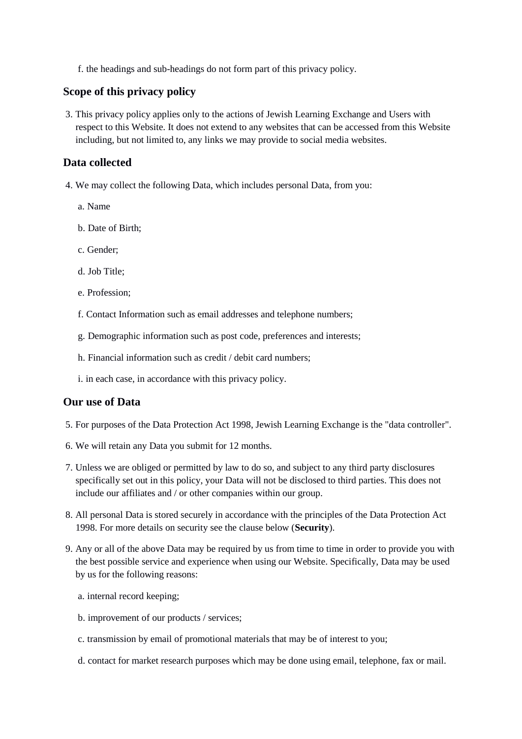f. the headings and sub-headings do not form part of this privacy policy.

## Scope of this privacy policy

3. This privacy policy applies only to the actions of Jewish Learning Exchange and Users with respect to this Website. It does not extend to any websites that can be accessed from this Website including, but not limited to, any links we may provide to social media websites.

## Data collected

4. We may collect the following Data, which includes personal Data, from you:

   a. Name

   b. Date of Birth;

   c. Gender;

   d. Job Title;

   e. Profession;

   f. Contact Information such as email addresses and telephone numbers;

   g. Demographic information such as post code, preferences and interests;

   h. Financial information such as credit / debit card numbers;

   i. in each case, in accordance with this privacy policy.

## Our use of Data

5. For purposes of the Data Protection Act 1998, Jewish Learning Exchange is the "data controller".

6. We will retain any Data you submit for 12 months.

7. Unless we are obliged or permitted by law to do so, and subject to any third party disclosures specifically set out in this policy, your Data will not be disclosed to third parties. This does not include our affiliates and / or other companies within our group.

8. All personal Data is stored securely in accordance with the principles of the Data Protection Act 1998. For more details on security see the clause below (**Security**).

9. Any or all of the above Data may be required by us from time to time in order to provide you with the best possible service and experience when using our Website. Specifically, Data may be used by us for the following reasons:

   a. internal record keeping;

   b. improvement of our products / services;

   c. transmission by email of promotional materials that may be of interest to you;

   d. contact for market research purposes which may be done using email, telephone, fax or mail.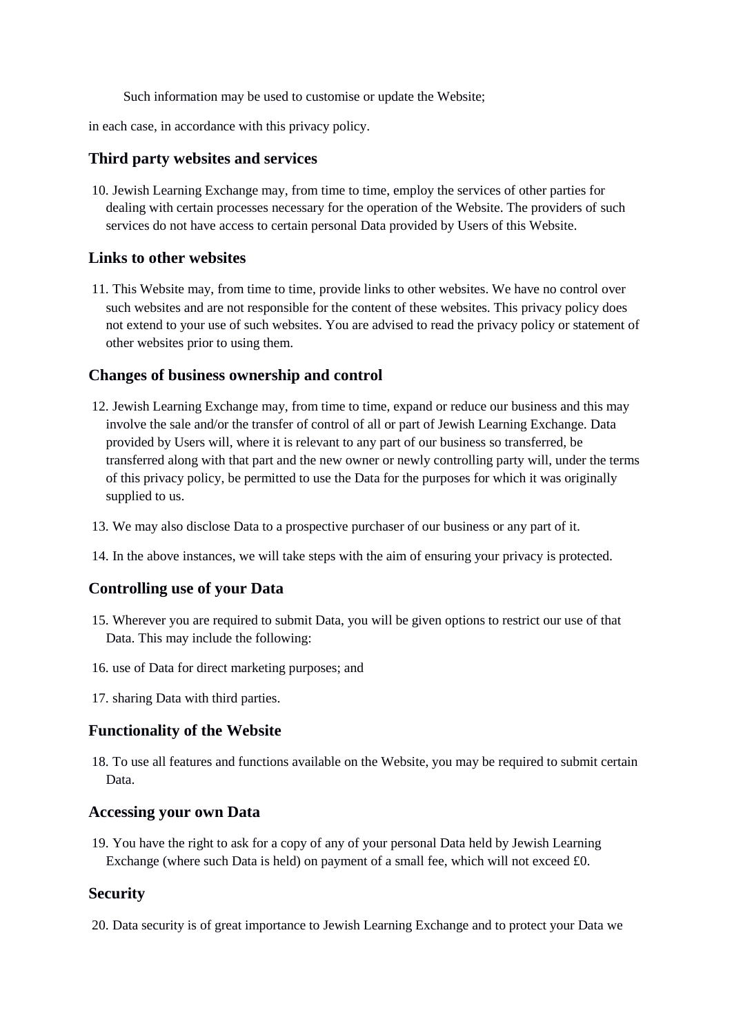Such information may be used to customise or update the Website;

in each case, in accordance with this privacy policy.

### Third party websites and services

10. Jewish Learning Exchange may, from time to time, employ the services of other parties for dealing with certain processes necessary for the operation of the Website. The providers of such services do not have access to certain personal Data provided by Users of this Website.

### Links to other websites

11. This Website may, from time to time, provide links to other websites. We have no control over such websites and are not responsible for the content of these websites. This privacy policy does not extend to your use of such websites. You are advised to read the privacy policy or statement of other websites prior to using them.

### Changes of business ownership and control

12. Jewish Learning Exchange may, from time to time, expand or reduce our business and this may involve the sale and/or the transfer of control of all or part of Jewish Learning Exchange. Data provided by Users will, where it is relevant to any part of our business so transferred, be transferred along with that part and the new owner or newly controlling party will, under the terms of this privacy policy, be permitted to use the Data for the purposes for which it was originally supplied to us.

13. We may also disclose Data to a prospective purchaser of our business or any part of it.

14. In the above instances, we will take steps with the aim of ensuring your privacy is protected.

### Controlling use of your Data

15. Wherever you are required to submit Data, you will be given options to restrict our use of that Data. This may include the following:

16. use of Data for direct marketing purposes; and

17. sharing Data with third parties.

### Functionality of the Website

18. To use all features and functions available on the Website, you may be required to submit certain Data.

### Accessing your own Data

19. You have the right to ask for a copy of any of your personal Data held by Jewish Learning Exchange (where such Data is held) on payment of a small fee, which will not exceed £0.

### Security

20. Data security is of great importance to Jewish Learning Exchange and to protect your Data we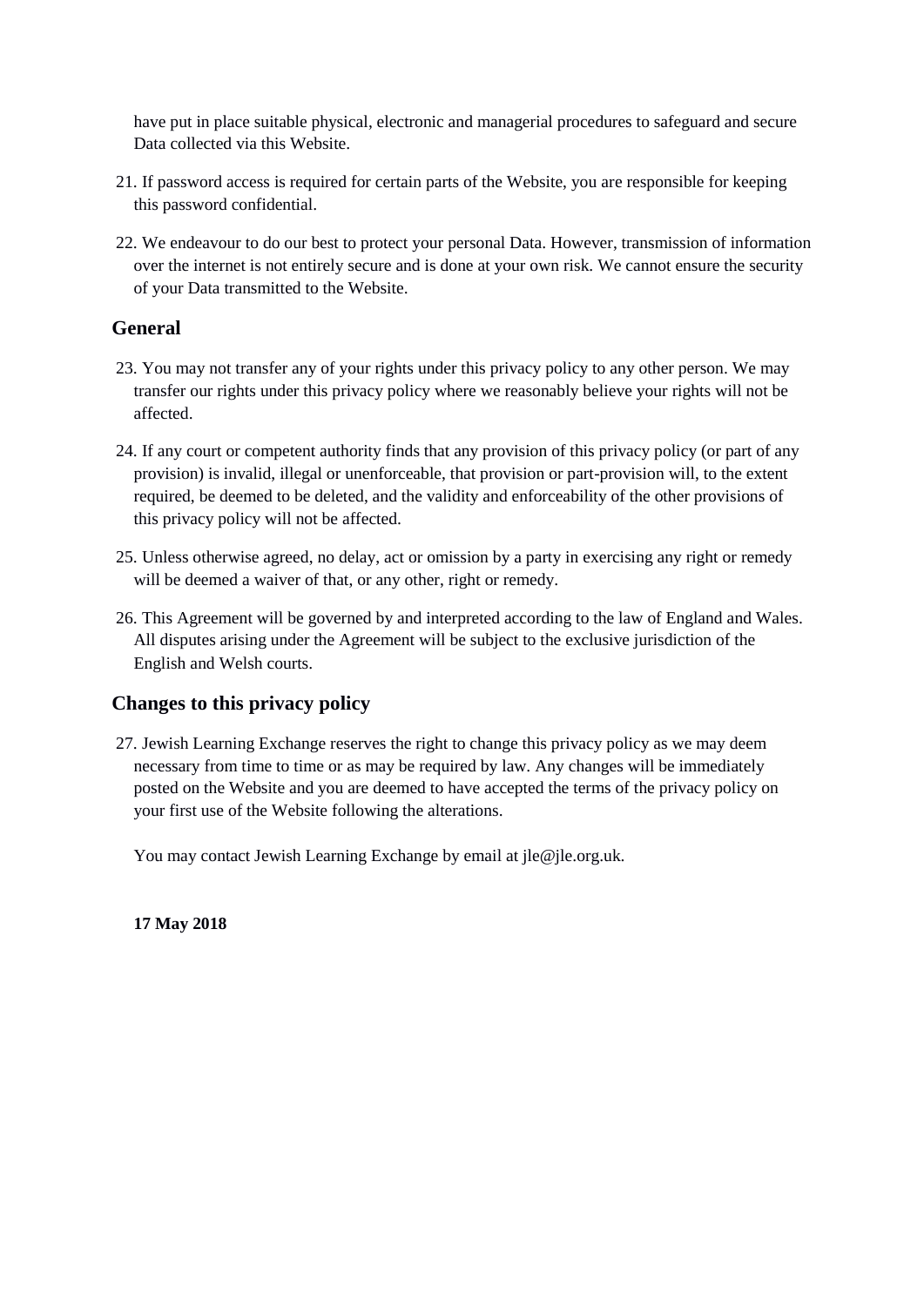have put in place suitable physical, electronic and managerial procedures to safeguard and secure Data collected via this Website.

21. If password access is required for certain parts of the Website, you are responsible for keeping this password confidential.

22. We endeavour to do our best to protect your personal Data. However, transmission of information over the internet is not entirely secure and is done at your own risk. We cannot ensure the security of your Data transmitted to the Website.

## General

23. You may not transfer any of your rights under this privacy policy to any other person. We may transfer our rights under this privacy policy where we reasonably believe your rights will not be affected.

24. If any court or competent authority finds that any provision of this privacy policy (or part of any provision) is invalid, illegal or unenforceable, that provision or part-provision will, to the extent required, be deemed to be deleted, and the validity and enforceability of the other provisions of this privacy policy will not be affected.

25. Unless otherwise agreed, no delay, act or omission by a party in exercising any right or remedy will be deemed a waiver of that, or any other, right or remedy.

26. This Agreement will be governed by and interpreted according to the law of England and Wales. All disputes arising under the Agreement will be subject to the exclusive jurisdiction of the English and Welsh courts.

## Changes to this privacy policy

27. Jewish Learning Exchange reserves the right to change this privacy policy as we may deem necessary from time to time or as may be required by law. Any changes will be immediately posted on the Website and you are deemed to have accepted the terms of the privacy policy on your first use of the Website following the alterations.

    You may contact Jewish Learning Exchange by email at jle@jle.org.uk.

**17 May 2018**